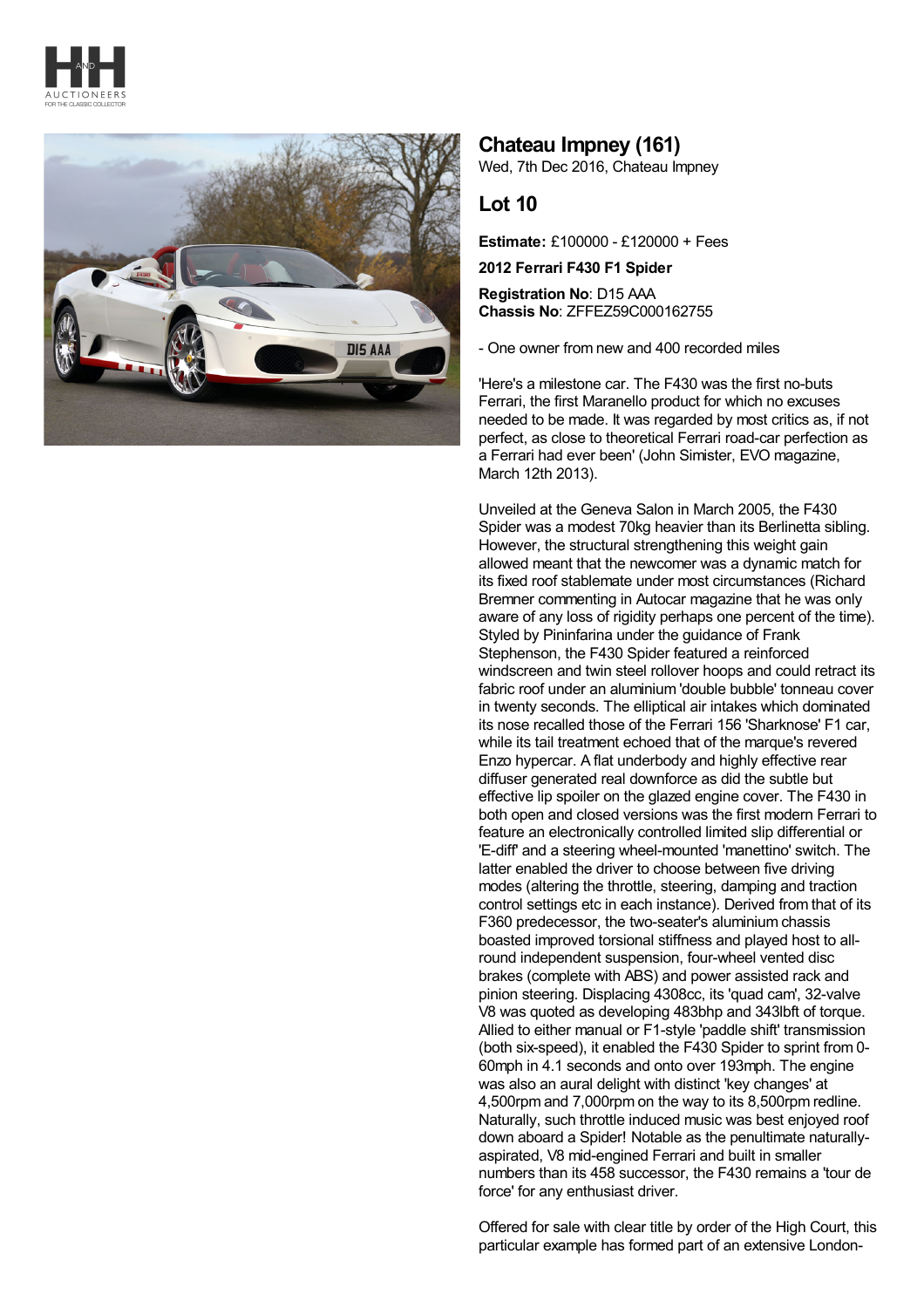## Chateau Impney (161)

Wed, 7th Dec 2016, Chateau Impney

## Lot 10

**Estimate:** £100000 - £120000 + Fees

**2012 Ferrari F430 F1 Spider**

**Registration No**: D15 AAA
**Chassis No**: ZFFEZ59C000162755

- One owner from new and 400 recorded miles

'Here's a milestone car. The F430 was the first no-buts Ferrari, the first Maranello product for which no excuses needed to be made. It was regarded by most critics as, if not perfect, as close to theoretical Ferrari road-car perfection as a Ferrari had ever been' (John Simister, EVO magazine, March 12th 2013).

Unveiled at the Geneva Salon in March 2005, the F430 Spider was a modest 70kg heavier than its Berlinetta sibling. However, the structural strengthening this weight gain allowed meant that the newcomer was a dynamic match for its fixed roof stablemate under most circumstances (Richard Bremner commenting in Autocar magazine that he was only aware of any loss of rigidity perhaps one percent of the time). Styled by Pininfarina under the guidance of Frank Stephenson, the F430 Spider featured a reinforced windscreen and twin steel rollover hoops and could retract its fabric roof under an aluminium 'double bubble' tonneau cover in twenty seconds. The elliptical air intakes which dominated its nose recalled those of the Ferrari 156 'Sharknose' F1 car, while its tail treatment echoed that of the marque's revered Enzo hypercar. A flat underbody and highly effective rear diffuser generated real downforce as did the subtle but effective lip spoiler on the glazed engine cover. The F430 in both open and closed versions was the first modern Ferrari to feature an electronically controlled limited slip differential or 'E-diff' and a steering wheel-mounted 'manettino' switch. The latter enabled the driver to choose between five driving modes (altering the throttle, steering, damping and traction control settings etc in each instance). Derived from that of its F360 predecessor, the two-seater's aluminium chassis boasted improved torsional stiffness and played host to all-round independent suspension, four-wheel vented disc brakes (complete with ABS) and power assisted rack and pinion steering. Displacing 4308cc, its 'quad cam', 32-valve V8 was quoted as developing 483bhp and 343lbft of torque. Allied to either manual or F1-style 'paddle shift' transmission (both six-speed), it enabled the F430 Spider to sprint from 0-60mph in 4.1 seconds and onto over 193mph. The engine was also an aural delight with distinct 'key changes' at 4,500rpm and 7,000rpm on the way to its 8,500rpm redline. Naturally, such throttle induced music was best enjoyed roof down aboard a Spider! Notable as the penultimate naturally-aspirated, V8 mid-engined Ferrari and built in smaller numbers than its 458 successor, the F430 remains a 'tour de force' for any enthusiast driver.

Offered for sale with clear title by order of the High Court, this particular example has formed part of an extensive London-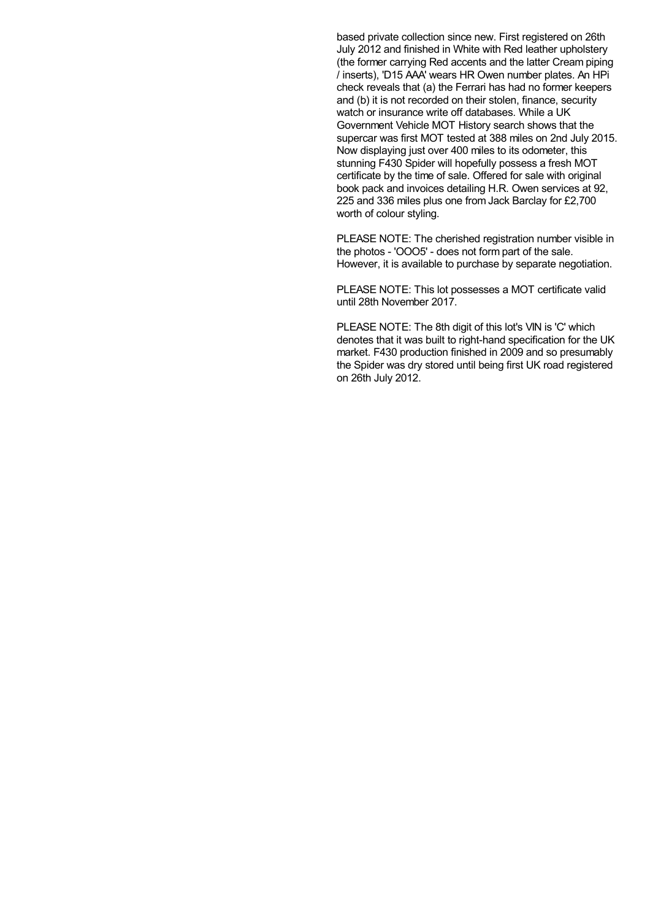based private collection since new. First registered on 26th July 2012 and finished in White with Red leather upholstery (the former carrying Red accents and the latter Cream piping / inserts), 'D15 AAA' wears HR Owen number plates. An HPi check reveals that (a) the Ferrari has had no former keepers and (b) it is not recorded on their stolen, finance, security watch or insurance write off databases. While a UK Government Vehicle MOT History search shows that the supercar was first MOT tested at 388 miles on 2nd July 2015. Now displaying just over 400 miles to its odometer, this stunning F430 Spider will hopefully possess a fresh MOT certificate by the time of sale. Offered for sale with original book pack and invoices detailing H.R. Owen services at 92, 225 and 336 miles plus one from Jack Barclay for £2,700 worth of colour styling.

PLEASE NOTE: The cherished registration number visible in the photos - 'OOO5' - does not form part of the sale. However, it is available to purchase by separate negotiation.

PLEASE NOTE: This lot possesses a MOT certificate valid until 28th November 2017.

PLEASE NOTE: The 8th digit of this lot's VIN is 'C' which denotes that it was built to right-hand specification for the UK market. F430 production finished in 2009 and so presumably the Spider was dry stored until being first UK road registered on 26th July 2012.